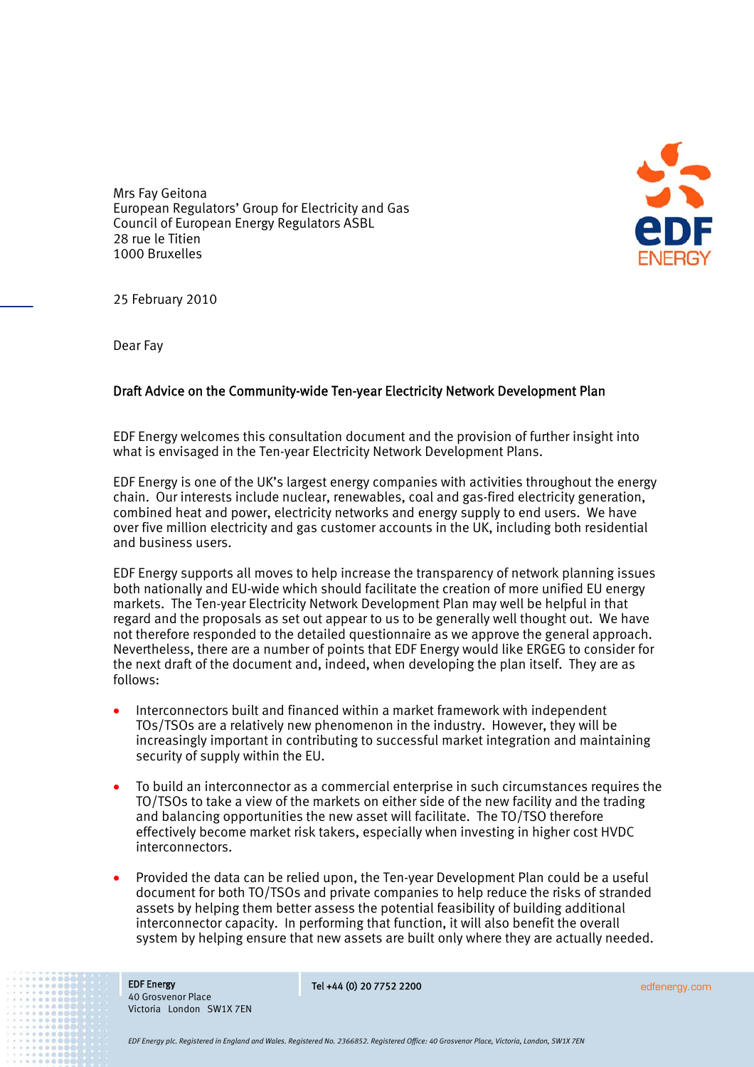Mrs Fay Geitona
European Regulators' Group for Electricity and Gas
Council of European Energy Regulators ASBL
28 rue le Titien
1000 Bruxelles

25 February 2010

Dear Fay

**Draft Advice on the Community-wide Ten-year Electricity Network Development Plan**

EDF Energy welcomes this consultation document and the provision of further insight into what is envisaged in the Ten-year Electricity Network Development Plans.

EDF Energy is one of the UK's largest energy companies with activities throughout the energy chain. Our interests include nuclear, renewables, coal and gas-fired electricity generation, combined heat and power, electricity networks and energy supply to end users. We have over five million electricity and gas customer accounts in the UK, including both residential and business users.

EDF Energy supports all moves to help increase the transparency of network planning issues both nationally and EU-wide which should facilitate the creation of more unified EU energy markets. The Ten-year Electricity Network Development Plan may well be helpful in that regard and the proposals as set out appear to us to be generally well thought out. We have not therefore responded to the detailed questionnaire as we approve the general approach. Nevertheless, there are a number of points that EDF Energy would like ERGEG to consider for the next draft of the document and, indeed, when developing the plan itself. They are as follows:

- Interconnectors built and financed within a market framework with independent TOs/TSOs are a relatively new phenomenon in the industry. However, they will be increasingly important in contributing to successful market integration and maintaining security of supply within the EU.

- To build an interconnector as a commercial enterprise in such circumstances requires the TO/TSOs to take a view of the markets on either side of the new facility and the trading and balancing opportunities the new asset will facilitate. The TO/TSO therefore effectively become market risk takers, especially when investing in higher cost HVDC interconnectors.

- Provided the data can be relied upon, the Ten-year Development Plan could be a useful document for both TO/TSOs and private companies to help reduce the risks of stranded assets by helping them better assess the potential feasibility of building additional interconnector capacity. In performing that function, it will also benefit the overall system by helping ensure that new assets are built only where they are actually needed.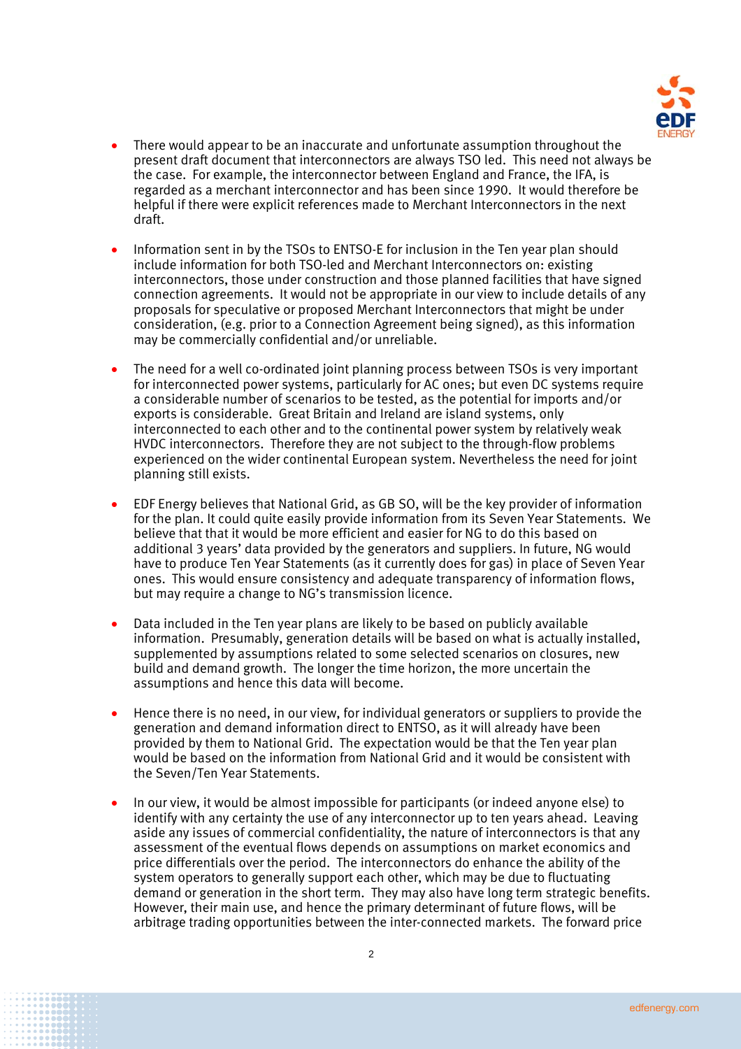- There would appear to be an inaccurate and unfortunate assumption throughout the present draft document that interconnectors are always TSO led. This need not always be the case. For example, the interconnector between England and France, the IFA, is regarded as a merchant interconnector and has been since 1990. It would therefore be helpful if there were explicit references made to Merchant Interconnectors in the next draft.

- Information sent in by the TSOs to ENTSO-E for inclusion in the Ten year plan should include information for both TSO-led and Merchant Interconnectors on: existing interconnectors, those under construction and those planned facilities that have signed connection agreements. It would not be appropriate in our view to include details of any proposals for speculative or proposed Merchant Interconnectors that might be under consideration, (e.g. prior to a Connection Agreement being signed), as this information may be commercially confidential and/or unreliable.

- The need for a well co-ordinated joint planning process between TSOs is very important for interconnected power systems, particularly for AC ones; but even DC systems require a considerable number of scenarios to be tested, as the potential for imports and/or exports is considerable. Great Britain and Ireland are island systems, only interconnected to each other and to the continental power system by relatively weak HVDC interconnectors. Therefore they are not subject to the through-flow problems experienced on the wider continental European system. Nevertheless the need for joint planning still exists.

- EDF Energy believes that National Grid, as GB SO, will be the key provider of information for the plan. It could quite easily provide information from its Seven Year Statements. We believe that that it would be more efficient and easier for NG to do this based on additional 3 years' data provided by the generators and suppliers. In future, NG would have to produce Ten Year Statements (as it currently does for gas) in place of Seven Year ones. This would ensure consistency and adequate transparency of information flows, but may require a change to NG's transmission licence.

- Data included in the Ten year plans are likely to be based on publicly available information. Presumably, generation details will be based on what is actually installed, supplemented by assumptions related to some selected scenarios on closures, new build and demand growth. The longer the time horizon, the more uncertain the assumptions and hence this data will become.

- Hence there is no need, in our view, for individual generators or suppliers to provide the generation and demand information direct to ENTSO, as it will already have been provided by them to National Grid. The expectation would be that the Ten year plan would be based on the information from National Grid and it would be consistent with the Seven/Ten Year Statements.

- In our view, it would be almost impossible for participants (or indeed anyone else) to identify with any certainty the use of any interconnector up to ten years ahead. Leaving aside any issues of commercial confidentiality, the nature of interconnectors is that any assessment of the eventual flows depends on assumptions on market economics and price differentials over the period. The interconnectors do enhance the ability of the system operators to generally support each other, which may be due to fluctuating demand or generation in the short term. They may also have long term strategic benefits. However, their main use, and hence the primary determinant of future flows, will be arbitrage trading opportunities between the inter-connected markets. The forward price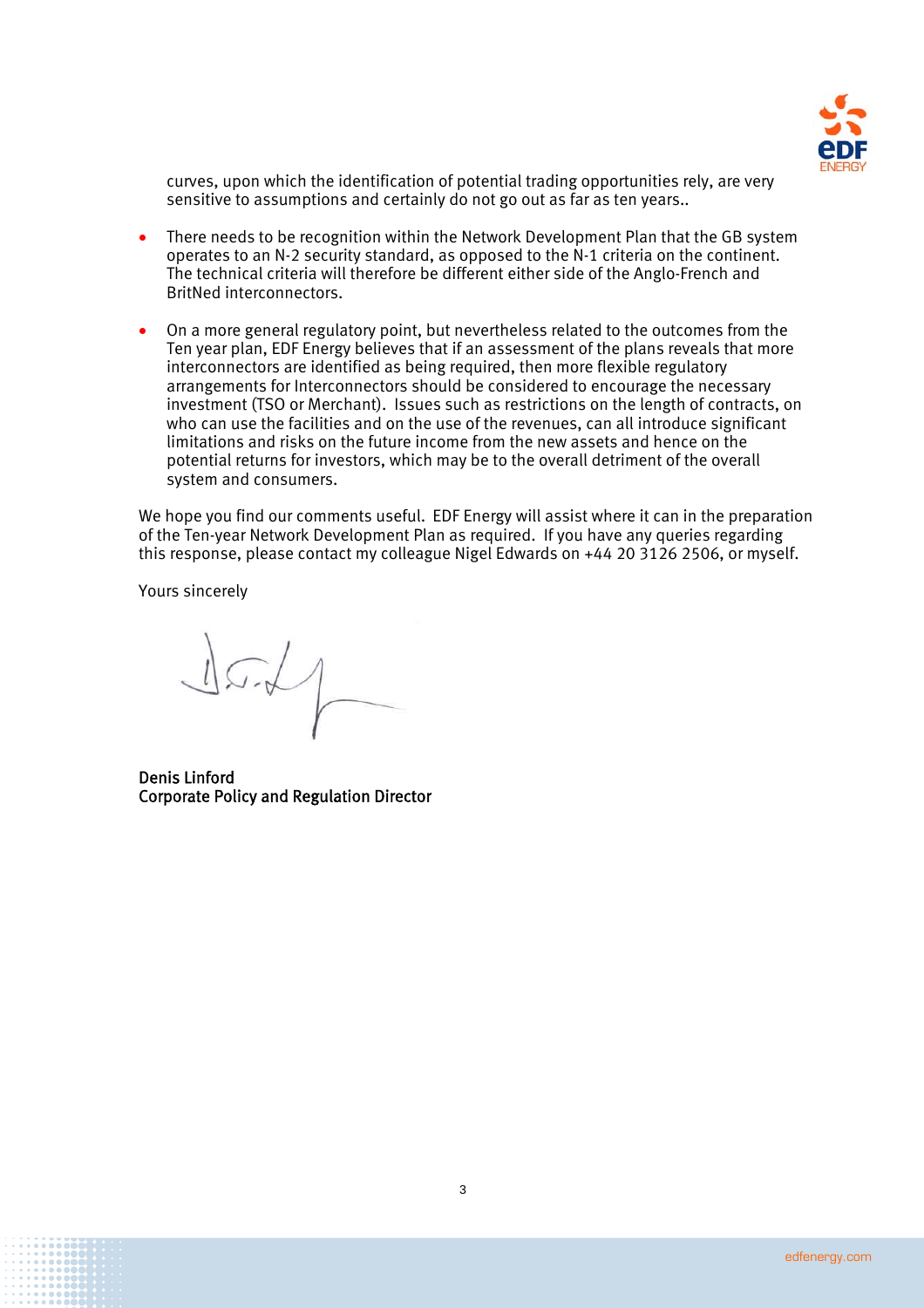curves, upon which the identification of potential trading opportunities rely, are very sensitive to assumptions and certainly do not go out as far as ten years..

- There needs to be recognition within the Network Development Plan that the GB system operates to an N-2 security standard, as opposed to the N-1 criteria on the continent. The technical criteria will therefore be different either side of the Anglo-French and BritNed interconnectors.

- On a more general regulatory point, but nevertheless related to the outcomes from the Ten year plan, EDF Energy believes that if an assessment of the plans reveals that more interconnectors are identified as being required, then more flexible regulatory arrangements for Interconnectors should be considered to encourage the necessary investment (TSO or Merchant). Issues such as restrictions on the length of contracts, on who can use the facilities and on the use of the revenues, can all introduce significant limitations and risks on the future income from the new assets and hence on the potential returns for investors, which may be to the overall detriment of the overall system and consumers.

We hope you find our comments useful. EDF Energy will assist where it can in the preparation of the Ten-year Network Development Plan as required. If you have any queries regarding this response, please contact my colleague Nigel Edwards on +44 20 3126 2506, or myself.

Yours sincerely

**Denis Linford**
**Corporate Policy and Regulation Director**